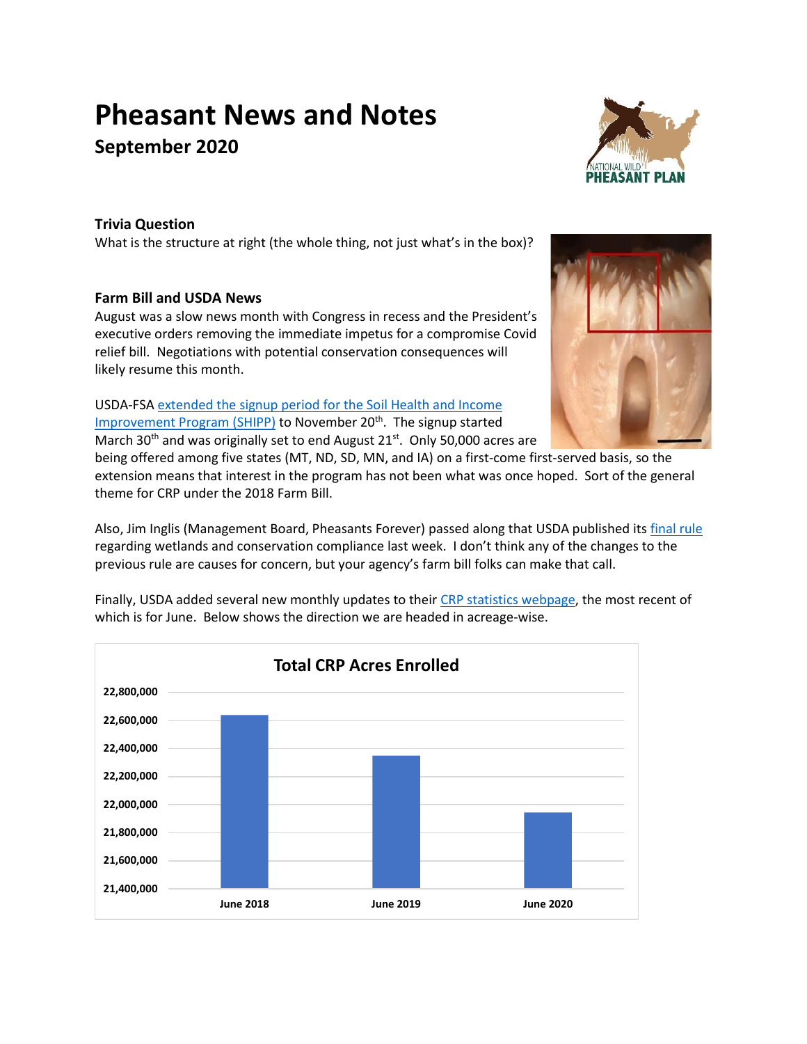# Pheasant News and Notes

## September 2020

### Trivia Question

What is the structure at right (the whole thing, not just what's in the box)?

### Farm Bill and USDA News

August was a slow news month with Congress in recess and the President's executive orders removing the immediate impetus for a compromise Covid relief bill. Negotiations with potential conservation consequences will likely resume this month.

USDA-FSA extended the signup period for the Soil Health and Income Improvement Program (SHIPP) to November 20th. The signup started March 30th and was originally set to end August 21st. Only 50,000 acres are being offered among five states (MT, ND, SD, MN, and IA) on a first-come first-served basis, so the extension means that interest in the program has not been what was once hoped. Sort of the general theme for CRP under the 2018 Farm Bill.

Also, Jim Inglis (Management Board, Pheasants Forever) passed along that USDA published its final rule regarding wetlands and conservation compliance last week. I don't think any of the changes to the previous rule are causes for concern, but your agency's farm bill folks can make that call.

Finally, USDA added several new monthly updates to their CRP statistics webpage, the most recent of which is for June. Below shows the direction we are headed in acreage-wise.

**Total CRP Acres Enrolled**

| Month | Total CRP Acres Enrolled (approx., read from chart) |
|---|---|
| June 2018 | ~22,640,000 |
| June 2019 | ~22,350,000 |
| June 2020 | ~21,940,000 |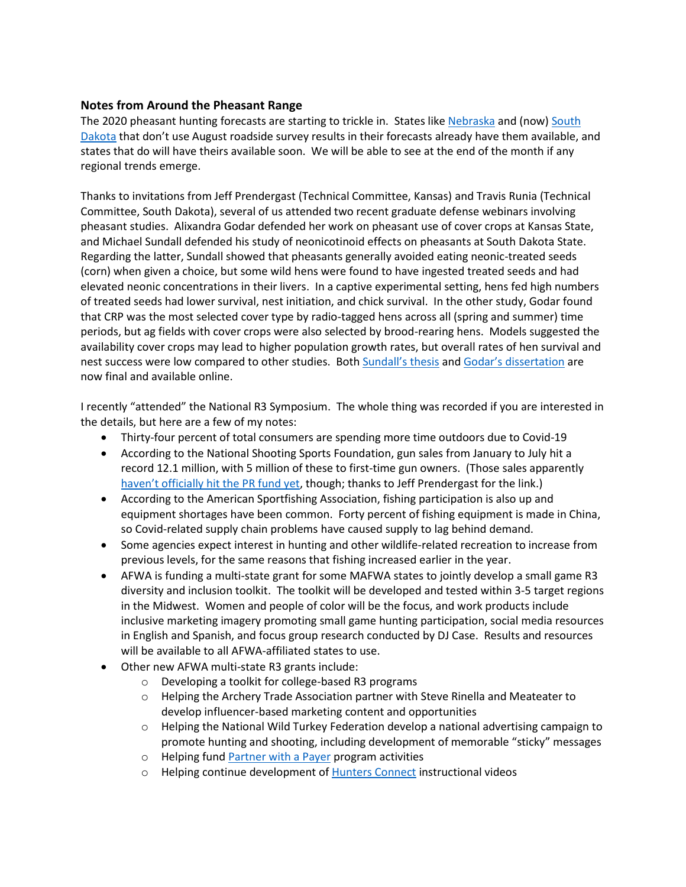### Notes from Around the Pheasant Range

The 2020 pheasant hunting forecasts are starting to trickle in. States like Nebraska and (now) South Dakota that don't use August roadside survey results in their forecasts already have them available, and states that do will have theirs available soon. We will be able to see at the end of the month if any regional trends emerge.

Thanks to invitations from Jeff Prendergast (Technical Committee, Kansas) and Travis Runia (Technical Committee, South Dakota), several of us attended two recent graduate defense webinars involving pheasant studies. Alixandra Godar defended her work on pheasant use of cover crops at Kansas State, and Michael Sundall defended his study of neonicotinoid effects on pheasants at South Dakota State. Regarding the latter, Sundall showed that pheasants generally avoided eating neonic-treated seeds (corn) when given a choice, but some wild hens were found to have ingested treated seeds and had elevated neonic concentrations in their livers. In a captive experimental setting, hens fed high numbers of treated seeds had lower survival, nest initiation, and chick survival. In the other study, Godar found that CRP was the most selected cover type by radio-tagged hens across all (spring and summer) time periods, but ag fields with cover crops were also selected by brood-rearing hens. Models suggested the availability cover crops may lead to higher population growth rates, but overall rates of hen survival and nest success were low compared to other studies. Both Sundall's thesis and Godar's dissertation are now final and available online.

I recently "attended" the National R3 Symposium. The whole thing was recorded if you are interested in the details, but here are a few of my notes:

- Thirty-four percent of total consumers are spending more time outdoors due to Covid-19
- According to the National Shooting Sports Foundation, gun sales from January to July hit a record 12.1 million, with 5 million of these to first-time gun owners. (Those sales apparently haven't officially hit the PR fund yet, though; thanks to Jeff Prendergast for the link.)
- According to the American Sportfishing Association, fishing participation is also up and equipment shortages have been common. Forty percent of fishing equipment is made in China, so Covid-related supply chain problems have caused supply to lag behind demand.
- Some agencies expect interest in hunting and other wildlife-related recreation to increase from previous levels, for the same reasons that fishing increased earlier in the year.
- AFWA is funding a multi-state grant for some MAFWA states to jointly develop a small game R3 diversity and inclusion toolkit. The toolkit will be developed and tested within 3-5 target regions in the Midwest. Women and people of color will be the focus, and work products include inclusive marketing imagery promoting small game hunting participation, social media resources in English and Spanish, and focus group research conducted by DJ Case. Results and resources will be available to all AFWA-affiliated states to use.
- Other new AFWA multi-state R3 grants include:
  - Developing a toolkit for college-based R3 programs
  - Helping the Archery Trade Association partner with Steve Rinella and Meateater to develop influencer-based marketing content and opportunities
  - Helping the National Wild Turkey Federation develop a national advertising campaign to promote hunting and shooting, including development of memorable "sticky" messages
  - Helping fund Partner with a Payer program activities
  - Helping continue development of Hunters Connect instructional videos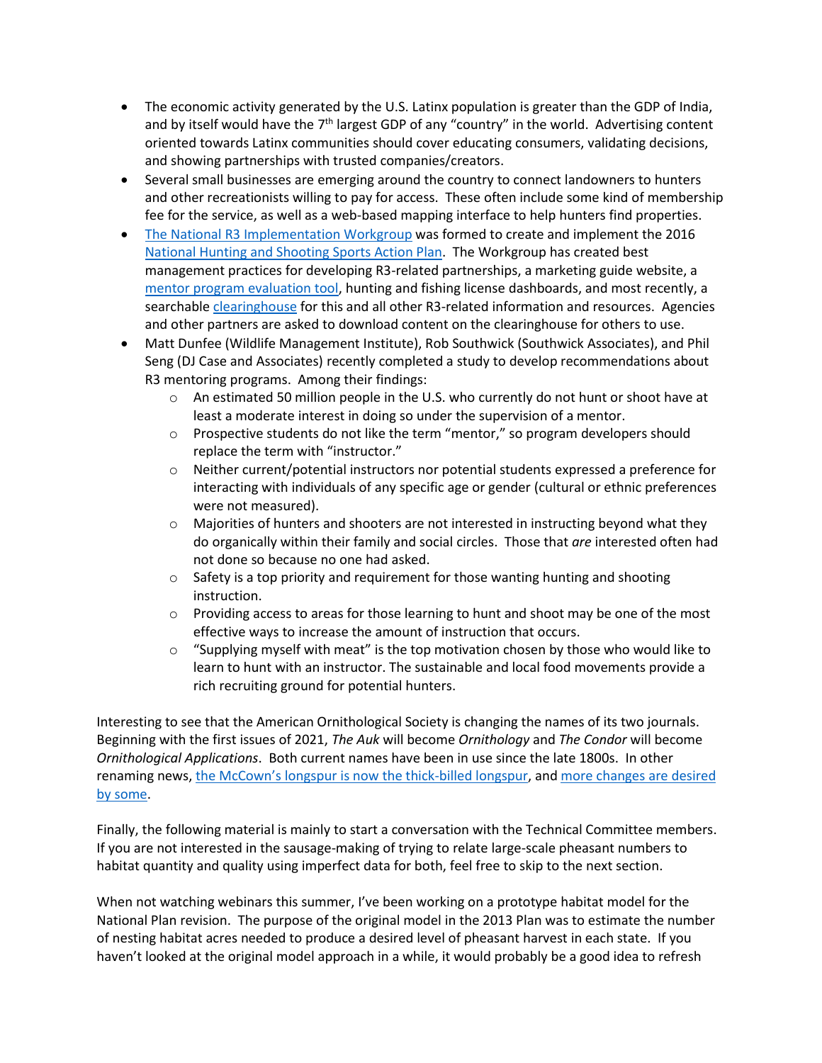- The economic activity generated by the U.S. Latinx population is greater than the GDP of India, and by itself would have the 7th largest GDP of any "country" in the world. Advertising content oriented towards Latinx communities should cover educating consumers, validating decisions, and showing partnerships with trusted companies/creators.
- Several small businesses are emerging around the country to connect landowners to hunters and other recreationists willing to pay for access. These often include some kind of membership fee for the service, as well as a web-based mapping interface to help hunters find properties.
- [The National R3 Implementation Workgroup](#) was formed to create and implement the 2016 [National Hunting and Shooting Sports Action Plan](#). The Workgroup has created best management practices for developing R3-related partnerships, a marketing guide website, a [mentor program evaluation tool](#), hunting and fishing license dashboards, and most recently, a searchable [clearinghouse](#) for this and all other R3-related information and resources. Agencies and other partners are asked to download content on the clearinghouse for others to use.
- Matt Dunfee (Wildlife Management Institute), Rob Southwick (Southwick Associates), and Phil Seng (DJ Case and Associates) recently completed a study to develop recommendations about R3 mentoring programs. Among their findings:
  - An estimated 50 million people in the U.S. who currently do not hunt or shoot have at least a moderate interest in doing so under the supervision of a mentor.
  - Prospective students do not like the term "mentor," so program developers should replace the term with "instructor."
  - Neither current/potential instructors nor potential students expressed a preference for interacting with individuals of any specific age or gender (cultural or ethnic preferences were not measured).
  - Majorities of hunters and shooters are not interested in instructing beyond what they do organically within their family and social circles. Those that *are* interested often had not done so because no one had asked.
  - Safety is a top priority and requirement for those wanting hunting and shooting instruction.
  - Providing access to areas for those learning to hunt and shoot may be one of the most effective ways to increase the amount of instruction that occurs.
  - "Supplying myself with meat" is the top motivation chosen by those who would like to learn to hunt with an instructor. The sustainable and local food movements provide a rich recruiting ground for potential hunters.

Interesting to see that the American Ornithological Society is changing the names of its two journals. Beginning with the first issues of 2021, *The Auk* will become *Ornithology* and *The Condor* will become *Ornithological Applications*. Both current names have been in use since the late 1800s. In other renaming news, [the McCown's longspur is now the thick-billed longspur](#), and [more changes are desired by some](#).

Finally, the following material is mainly to start a conversation with the Technical Committee members. If you are not interested in the sausage-making of trying to relate large-scale pheasant numbers to habitat quantity and quality using imperfect data for both, feel free to skip to the next section.

When not watching webinars this summer, I've been working on a prototype habitat model for the National Plan revision. The purpose of the original model in the 2013 Plan was to estimate the number of nesting habitat acres needed to produce a desired level of pheasant harvest in each state. If you haven't looked at the original model approach in a while, it would probably be a good idea to refresh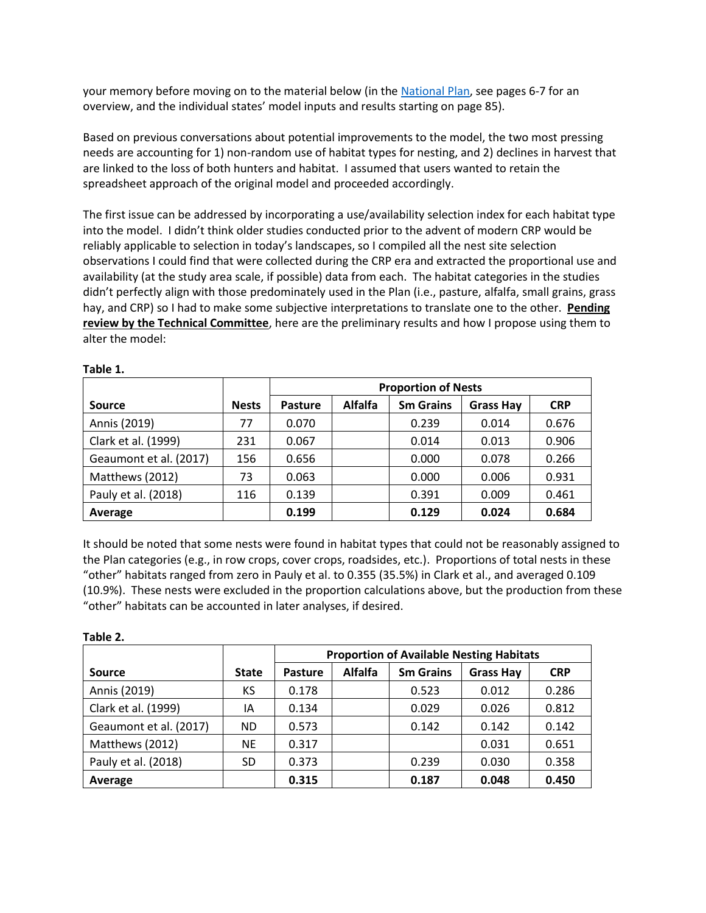your memory before moving on to the material below (in the National Plan, see pages 6-7 for an overview, and the individual states' model inputs and results starting on page 85).

Based on previous conversations about potential improvements to the model, the two most pressing needs are accounting for 1) non-random use of habitat types for nesting, and 2) declines in harvest that are linked to the loss of both hunters and habitat. I assumed that users wanted to retain the spreadsheet approach of the original model and proceeded accordingly.

The first issue can be addressed by incorporating a use/availability selection index for each habitat type into the model. I didn't think older studies conducted prior to the advent of modern CRP would be reliably applicable to selection in today's landscapes, so I compiled all the nest site selection observations I could find that were collected during the CRP era and extracted the proportional use and availability (at the study area scale, if possible) data from each. The habitat categories in the studies didn't perfectly align with those predominately used in the Plan (i.e., pasture, alfalfa, small grains, grass hay, and CRP) so I had to make some subjective interpretations to translate one to the other. **Pending review by the Technical Committee**, here are the preliminary results and how I propose using them to alter the model:

**Table 1.**

| | | Proportion of Nests | | | | |
|---|---|---|---|---|---|---|
| **Source** | **Nests** | **Pasture** | **Alfalfa** | **Sm Grains** | **Grass Hay** | **CRP** |
| Annis (2019) | 77 | 0.070 | | 0.239 | 0.014 | 0.676 |
| Clark et al. (1999) | 231 | 0.067 | | 0.014 | 0.013 | 0.906 |
| Geaumont et al. (2017) | 156 | 0.656 | | 0.000 | 0.078 | 0.266 |
| Matthews (2012) | 73 | 0.063 | | 0.000 | 0.006 | 0.931 |
| Pauly et al. (2018) | 116 | 0.139 | | 0.391 | 0.009 | 0.461 |
| **Average** | | **0.199** | | **0.129** | **0.024** | **0.684** |

It should be noted that some nests were found in habitat types that could not be reasonably assigned to the Plan categories (e.g., in row crops, cover crops, roadsides, etc.). Proportions of total nests in these "other" habitats ranged from zero in Pauly et al. to 0.355 (35.5%) in Clark et al., and averaged 0.109 (10.9%). These nests were excluded in the proportion calculations above, but the production from these "other" habitats can be accounted in later analyses, if desired.

**Table 2.**

| | | Proportion of Available Nesting Habitats | | | | |
|---|---|---|---|---|---|---|
| **Source** | **State** | **Pasture** | **Alfalfa** | **Sm Grains** | **Grass Hay** | **CRP** |
| Annis (2019) | KS | 0.178 | | 0.523 | 0.012 | 0.286 |
| Clark et al. (1999) | IA | 0.134 | | 0.029 | 0.026 | 0.812 |
| Geaumont et al. (2017) | ND | 0.573 | | 0.142 | 0.142 | 0.142 |
| Matthews (2012) | NE | 0.317 | | | 0.031 | 0.651 |
| Pauly et al. (2018) | SD | 0.373 | | 0.239 | 0.030 | 0.358 |
| **Average** | | **0.315** | | **0.187** | **0.048** | **0.450** |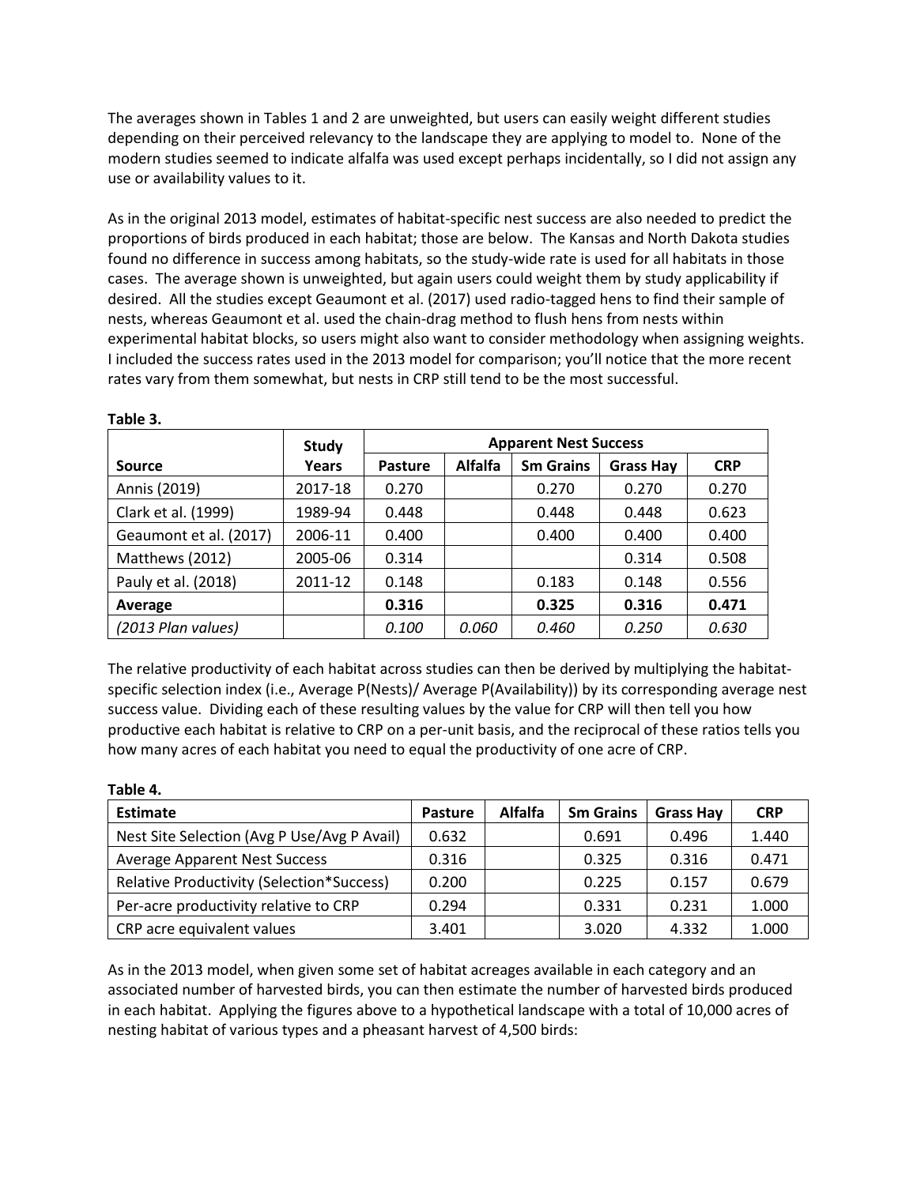The averages shown in Tables 1 and 2 are unweighted, but users can easily weight different studies depending on their perceived relevancy to the landscape they are applying to model to. None of the modern studies seemed to indicate alfalfa was used except perhaps incidentally, so I did not assign any use or availability values to it.

As in the original 2013 model, estimates of habitat-specific nest success are also needed to predict the proportions of birds produced in each habitat; those are below. The Kansas and North Dakota studies found no difference in success among habitats, so the study-wide rate is used for all habitats in those cases. The average shown is unweighted, but again users could weight them by study applicability if desired. All the studies except Geaumont et al. (2017) used radio-tagged hens to find their sample of nests, whereas Geaumont et al. used the chain-drag method to flush hens from nests within experimental habitat blocks, so users might also want to consider methodology when assigning weights. I included the success rates used in the 2013 model for comparison; you'll notice that the more recent rates vary from them somewhat, but nests in CRP still tend to be the most successful.

**Table 3.**

| Source | Study Years | Apparent Nest Success | | | | |
|---|---|---|---|---|---|---|
| | | Pasture | Alfalfa | Sm Grains | Grass Hay | CRP |
| Annis (2019) | 2017-18 | 0.270 | | 0.270 | 0.270 | 0.270 |
| Clark et al. (1999) | 1989-94 | 0.448 | | 0.448 | 0.448 | 0.623 |
| Geaumont et al. (2017) | 2006-11 | 0.400 | | 0.400 | 0.400 | 0.400 |
| Matthews (2012) | 2005-06 | 0.314 | | | 0.314 | 0.508 |
| Pauly et al. (2018) | 2011-12 | 0.148 | | 0.183 | 0.148 | 0.556 |
| **Average** | | **0.316** | | **0.325** | **0.316** | **0.471** |
| *(2013 Plan values)* | | *0.100* | *0.060* | *0.460* | *0.250* | *0.630* |

The relative productivity of each habitat across studies can then be derived by multiplying the habitat-specific selection index (i.e., Average P(Nests)/ Average P(Availability)) by its corresponding average nest success value. Dividing each of these resulting values by the value for CRP will then tell you how productive each habitat is relative to CRP on a per-unit basis, and the reciprocal of these ratios tells you how many acres of each habitat you need to equal the productivity of one acre of CRP.

**Table 4.**

| Estimate | Pasture | Alfalfa | Sm Grains | Grass Hay | CRP |
|---|---|---|---|---|---|
| Nest Site Selection (Avg P Use/Avg P Avail) | 0.632 | | 0.691 | 0.496 | 1.440 |
| Average Apparent Nest Success | 0.316 | | 0.325 | 0.316 | 0.471 |
| Relative Productivity (Selection*Success) | 0.200 | | 0.225 | 0.157 | 0.679 |
| Per-acre productivity relative to CRP | 0.294 | | 0.331 | 0.231 | 1.000 |
| CRP acre equivalent values | 3.401 | | 3.020 | 4.332 | 1.000 |

As in the 2013 model, when given some set of habitat acreages available in each category and an associated number of harvested birds, you can then estimate the number of harvested birds produced in each habitat. Applying the figures above to a hypothetical landscape with a total of 10,000 acres of nesting habitat of various types and a pheasant harvest of 4,500 birds: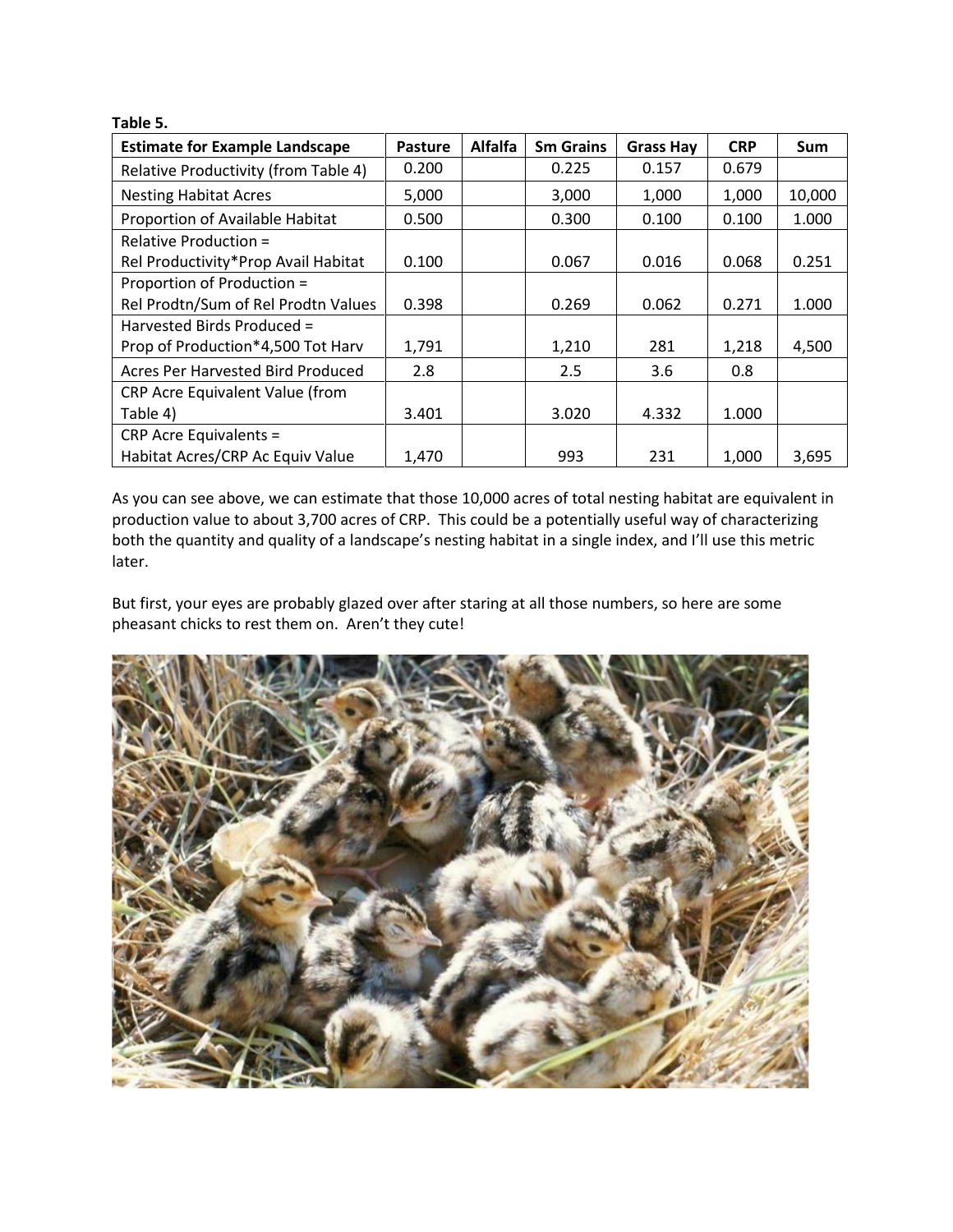**Table 5.**

| Estimate for Example Landscape | Pasture | Alfalfa | Sm Grains | Grass Hay | CRP | Sum |
|---|---|---|---|---|---|---|
| Relative Productivity (from Table 4) | 0.200 | | 0.225 | 0.157 | 0.679 | |
| Nesting Habitat Acres | 5,000 | | 3,000 | 1,000 | 1,000 | 10,000 |
| Proportion of Available Habitat | 0.500 | | 0.300 | 0.100 | 0.100 | 1.000 |
| Relative Production = Rel Productivity*Prop Avail Habitat | 0.100 | | 0.067 | 0.016 | 0.068 | 0.251 |
| Proportion of Production = Rel Prodtn/Sum of Rel Prodtn Values | 0.398 | | 0.269 | 0.062 | 0.271 | 1.000 |
| Harvested Birds Produced = Prop of Production*4,500 Tot Harv | 1,791 | | 1,210 | 281 | 1,218 | 4,500 |
| Acres Per Harvested Bird Produced | 2.8 | | 2.5 | 3.6 | 0.8 | |
| CRP Acre Equivalent Value (from Table 4) | 3.401 | | 3.020 | 4.332 | 1.000 | |
| CRP Acre Equivalents = Habitat Acres/CRP Ac Equiv Value | 1,470 | | 993 | 231 | 1,000 | 3,695 |

As you can see above, we can estimate that those 10,000 acres of total nesting habitat are equivalent in production value to about 3,700 acres of CRP. This could be a potentially useful way of characterizing both the quantity and quality of a landscape's nesting habitat in a single index, and I'll use this metric later.

But first, your eyes are probably glazed over after staring at all those numbers, so here are some pheasant chicks to rest them on. Aren't they cute!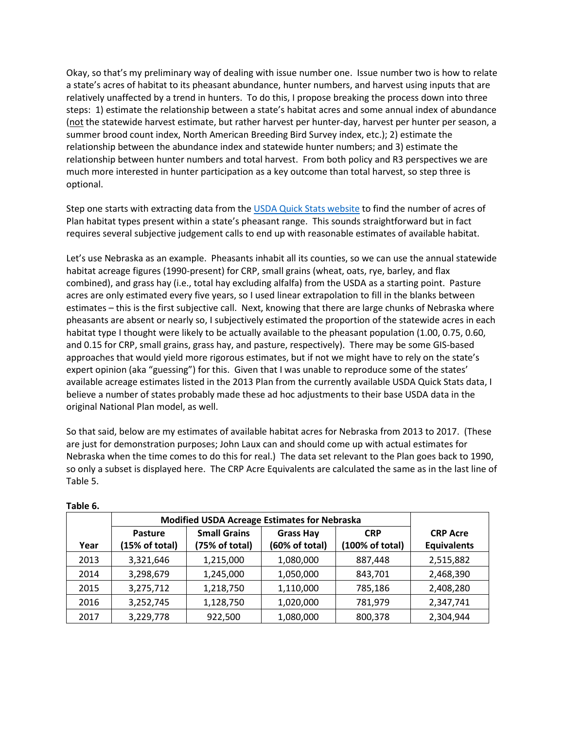Okay, so that's my preliminary way of dealing with issue number one. Issue number two is how to relate a state's acres of habitat to its pheasant abundance, hunter numbers, and harvest using inputs that are relatively unaffected by a trend in hunters. To do this, I propose breaking the process down into three steps: 1) estimate the relationship between a state's habitat acres and some annual index of abundance (not the statewide harvest estimate, but rather harvest per hunter-day, harvest per hunter per season, a summer brood count index, North American Breeding Bird Survey index, etc.); 2) estimate the relationship between the abundance index and statewide hunter numbers; and 3) estimate the relationship between hunter numbers and total harvest. From both policy and R3 perspectives we are much more interested in hunter participation as a key outcome than total harvest, so step three is optional.

Step one starts with extracting data from the [USDA Quick Stats website](USDA Quick Stats website) to find the number of acres of Plan habitat types present within a state's pheasant range. This sounds straightforward but in fact requires several subjective judgement calls to end up with reasonable estimates of available habitat.

Let's use Nebraska as an example. Pheasants inhabit all its counties, so we can use the annual statewide habitat acreage figures (1990-present) for CRP, small grains (wheat, oats, rye, barley, and flax combined), and grass hay (i.e., total hay excluding alfalfa) from the USDA as a starting point. Pasture acres are only estimated every five years, so I used linear extrapolation to fill in the blanks between estimates – this is the first subjective call. Next, knowing that there are large chunks of Nebraska where pheasants are absent or nearly so, I subjectively estimated the proportion of the statewide acres in each habitat type I thought were likely to be actually available to the pheasant population (1.00, 0.75, 0.60, and 0.15 for CRP, small grains, grass hay, and pasture, respectively). There may be some GIS-based approaches that would yield more rigorous estimates, but if not we might have to rely on the state's expert opinion (aka "guessing") for this. Given that I was unable to reproduce some of the states' available acreage estimates listed in the 2013 Plan from the currently available USDA Quick Stats data, I believe a number of states probably made these ad hoc adjustments to their base USDA data in the original National Plan model, as well.

So that said, below are my estimates of available habitat acres for Nebraska from 2013 to 2017. (These are just for demonstration purposes; John Laux can and should come up with actual estimates for Nebraska when the time comes to do this for real.) The data set relevant to the Plan goes back to 1990, so only a subset is displayed here. The CRP Acre Equivalents are calculated the same as in the last line of Table 5.

**Table 6.**

| | Modified USDA Acreage Estimates for Nebraska | | | | |
|---|---|---|---|---|---|
| **Year** | **Pasture (15% of total)** | **Small Grains (75% of total)** | **Grass Hay (60% of total)** | **CRP (100% of total)** | **CRP Acre Equivalents** |
| 2013 | 3,321,646 | 1,215,000 | 1,080,000 | 887,448 | 2,515,882 |
| 2014 | 3,298,679 | 1,245,000 | 1,050,000 | 843,701 | 2,468,390 |
| 2015 | 3,275,712 | 1,218,750 | 1,110,000 | 785,186 | 2,408,280 |
| 2016 | 3,252,745 | 1,128,750 | 1,020,000 | 781,979 | 2,347,741 |
| 2017 | 3,229,778 | 922,500 | 1,080,000 | 800,378 | 2,304,944 |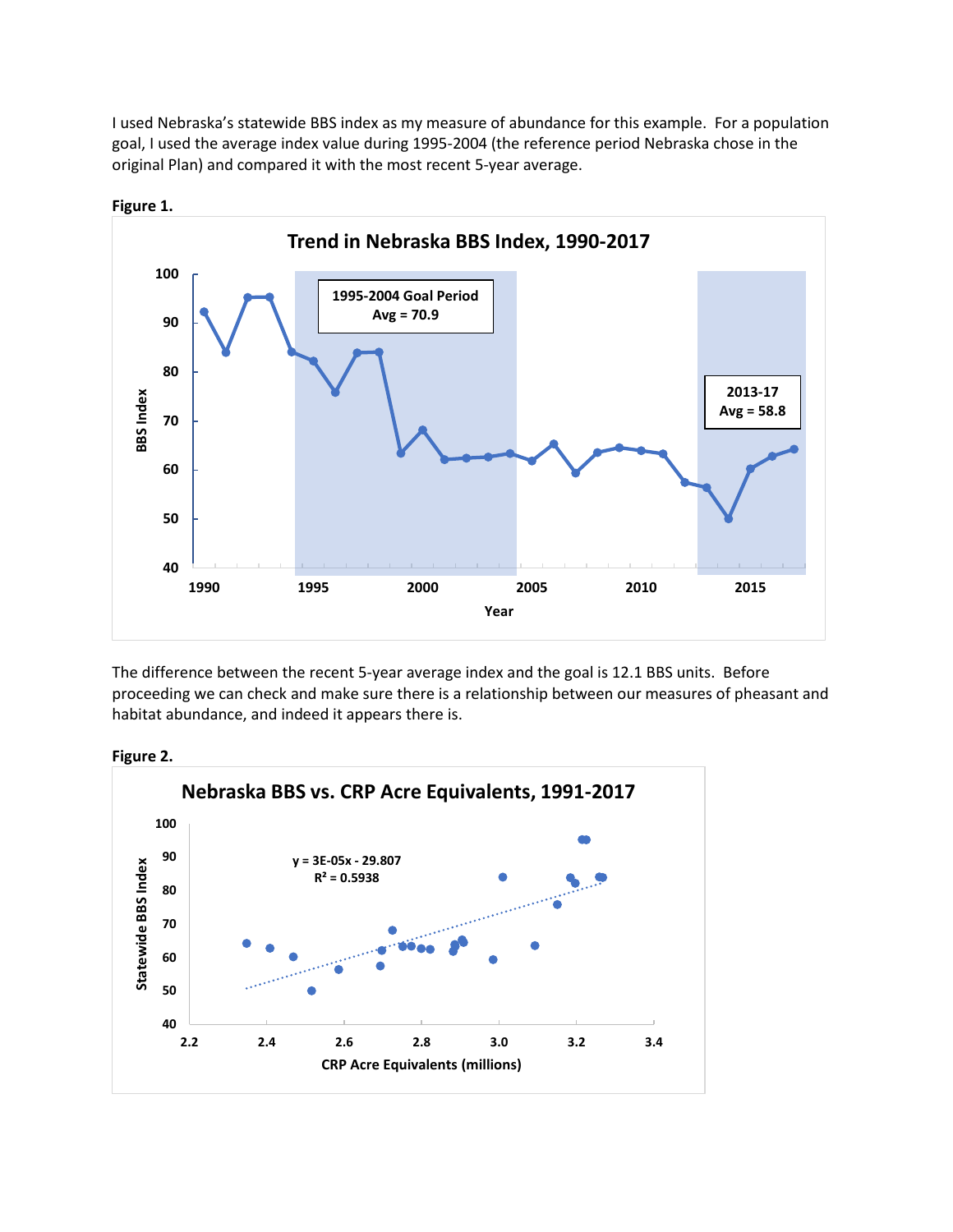I used Nebraska's statewide BBS index as my measure of abundance for this example. For a population goal, I used the average index value during 1995-2004 (the reference period Nebraska chose in the original Plan) and compared it with the most recent 5-year average.

**Figure 1.**

The difference between the recent 5-year average index and the goal is 12.1 BBS units. Before proceeding we can check and make sure there is a relationship between our measures of pheasant and habitat abundance, and indeed it appears there is.

**Figure 2.**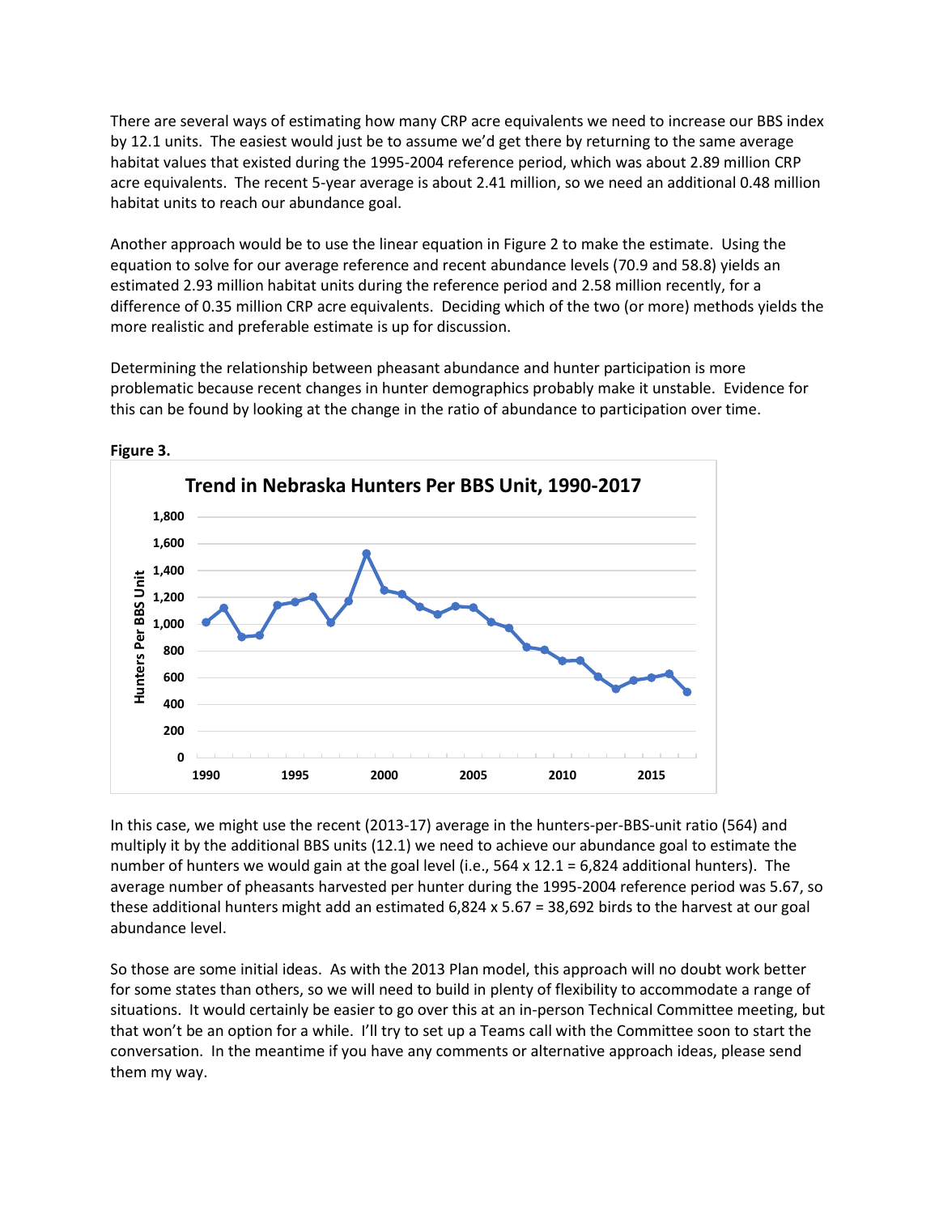There are several ways of estimating how many CRP acre equivalents we need to increase our BBS index by 12.1 units. The easiest would just be to assume we'd get there by returning to the same average habitat values that existed during the 1995-2004 reference period, which was about 2.89 million CRP acre equivalents. The recent 5-year average is about 2.41 million, so we need an additional 0.48 million habitat units to reach our abundance goal.

Another approach would be to use the linear equation in Figure 2 to make the estimate. Using the equation to solve for our average reference and recent abundance levels (70.9 and 58.8) yields an estimated 2.93 million habitat units during the reference period and 2.58 million recently, for a difference of 0.35 million CRP acre equivalents. Deciding which of the two (or more) methods yields the more realistic and preferable estimate is up for discussion.

Determining the relationship between pheasant abundance and hunter participation is more problematic because recent changes in hunter demographics probably make it unstable. Evidence for this can be found by looking at the change in the ratio of abundance to participation over time.

**Figure 3.**

In this case, we might use the recent (2013-17) average in the hunters-per-BBS-unit ratio (564) and multiply it by the additional BBS units (12.1) we need to achieve our abundance goal to estimate the number of hunters we would gain at the goal level (i.e., 564 x 12.1 = 6,824 additional hunters). The average number of pheasants harvested per hunter during the 1995-2004 reference period was 5.67, so these additional hunters might add an estimated 6,824 x 5.67 = 38,692 birds to the harvest at our goal abundance level.

So those are some initial ideas. As with the 2013 Plan model, this approach will no doubt work better for some states than others, so we will need to build in plenty of flexibility to accommodate a range of situations. It would certainly be easier to go over this at an in-person Technical Committee meeting, but that won't be an option for a while. I'll try to set up a Teams call with the Committee soon to start the conversation. In the meantime if you have any comments or alternative approach ideas, please send them my way.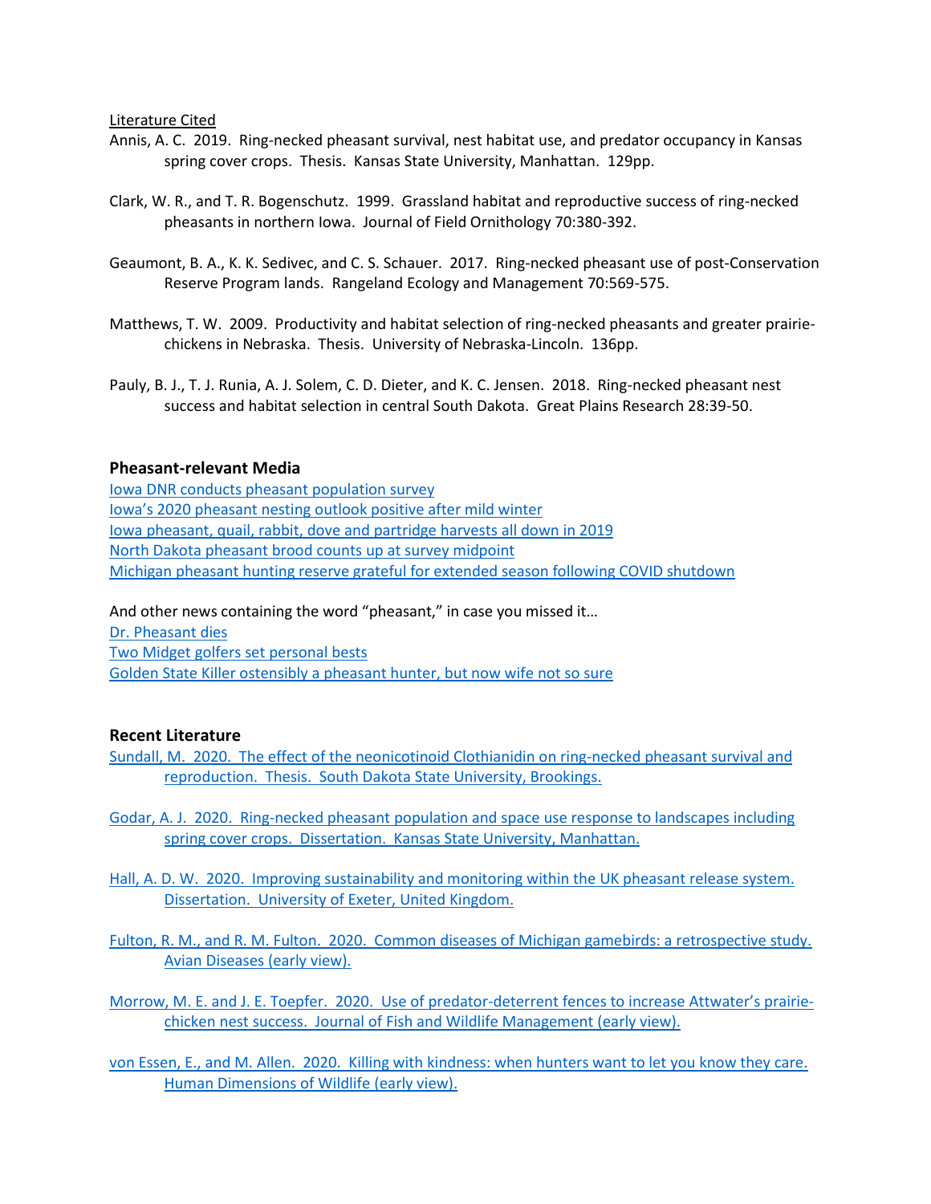Literature Cited

Annis, A. C. 2019. Ring-necked pheasant survival, nest habitat use, and predator occupancy in Kansas spring cover crops. Thesis. Kansas State University, Manhattan. 129pp.

Clark, W. R., and T. R. Bogenschutz. 1999. Grassland habitat and reproductive success of ring-necked pheasants in northern Iowa. Journal of Field Ornithology 70:380-392.

Geaumont, B. A., K. K. Sedivec, and C. S. Schauer. 2017. Ring-necked pheasant use of post-Conservation Reserve Program lands. Rangeland Ecology and Management 70:569-575.

Matthews, T. W. 2009. Productivity and habitat selection of ring-necked pheasants and greater prairie-chickens in Nebraska. Thesis. University of Nebraska-Lincoln. 136pp.

Pauly, B. J., T. J. Runia, A. J. Solem, C. D. Dieter, and K. C. Jensen. 2018. Ring-necked pheasant nest success and habitat selection in central South Dakota. Great Plains Research 28:39-50.

## Pheasant-relevant Media

Iowa DNR conducts pheasant population survey
Iowa's 2020 pheasant nesting outlook positive after mild winter
Iowa pheasant, quail, rabbit, dove and partridge harvests all down in 2019
North Dakota pheasant brood counts up at survey midpoint
Michigan pheasant hunting reserve grateful for extended season following COVID shutdown

And other news containing the word "pheasant," in case you missed it…
Dr. Pheasant dies
Two Midget golfers set personal bests
Golden State Killer ostensibly a pheasant hunter, but now wife not so sure

## Recent Literature

Sundall, M. 2020. The effect of the neonicotinoid Clothianidin on ring-necked pheasant survival and reproduction. Thesis. South Dakota State University, Brookings.

Godar, A. J. 2020. Ring-necked pheasant population and space use response to landscapes including spring cover crops. Dissertation. Kansas State University, Manhattan.

Hall, A. D. W. 2020. Improving sustainability and monitoring within the UK pheasant release system. Dissertation. University of Exeter, United Kingdom.

Fulton, R. M., and R. M. Fulton. 2020. Common diseases of Michigan gamebirds: a retrospective study. Avian Diseases (early view).

Morrow, M. E. and J. E. Toepfer. 2020. Use of predator-deterrent fences to increase Attwater's prairie-chicken nest success. Journal of Fish and Wildlife Management (early view).

von Essen, E., and M. Allen. 2020. Killing with kindness: when hunters want to let you know they care. Human Dimensions of Wildlife (early view).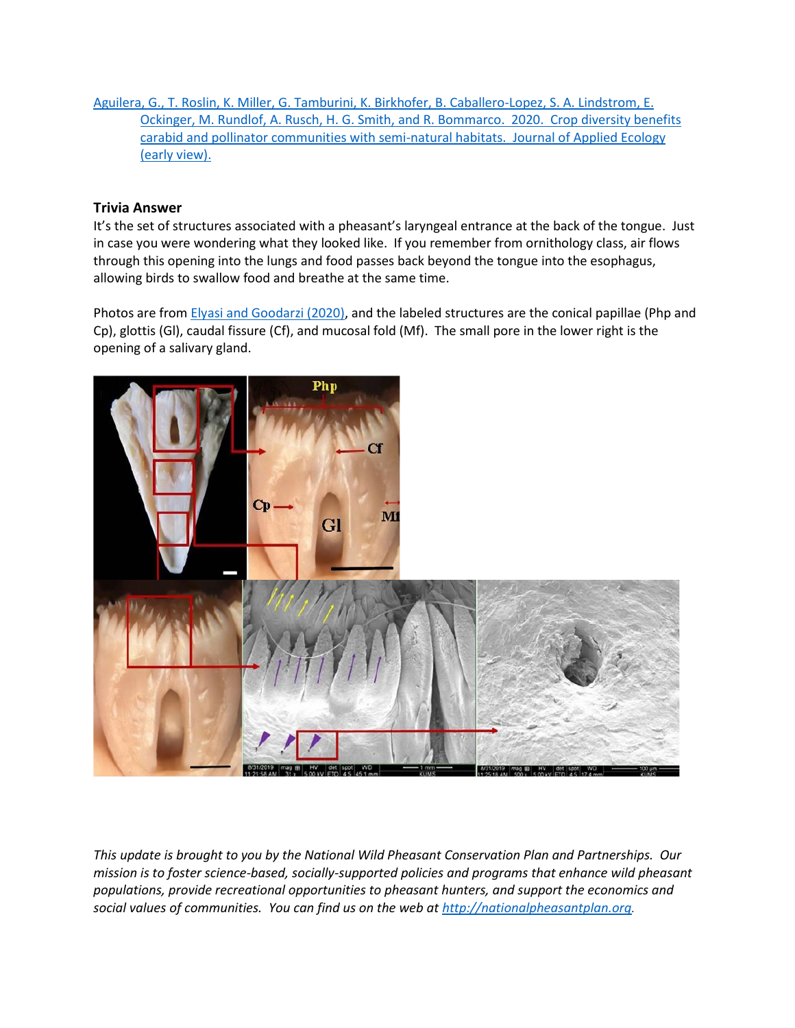Aguilera, G., T. Roslin, K. Miller, G. Tamburini, K. Birkhofer, B. Caballero-Lopez, S. A. Lindstrom, E. Ockinger, M. Rundlof, A. Rusch, H. G. Smith, and R. Bommarco. 2020. Crop diversity benefits carabid and pollinator communities with semi-natural habitats. Journal of Applied Ecology (early view).

### Trivia Answer

It's the set of structures associated with a pheasant's laryngeal entrance at the back of the tongue. Just in case you were wondering what they looked like. If you remember from ornithology class, air flows through this opening into the lungs and food passes back beyond the tongue into the esophagus, allowing birds to swallow food and breathe at the same time.

Photos are from Elyasi and Goodarzi (2020), and the labeled structures are the conical papillae (Php and Cp), glottis (Gl), caudal fissure (Cf), and mucosal fold (Mf). The small pore in the lower right is the opening of a salivary gland.

*This update is brought to you by the National Wild Pheasant Conservation Plan and Partnerships. Our mission is to foster science-based, socially-supported policies and programs that enhance wild pheasant populations, provide recreational opportunities to pheasant hunters, and support the economics and social values of communities. You can find us on the web at http://nationalpheasantplan.org.*